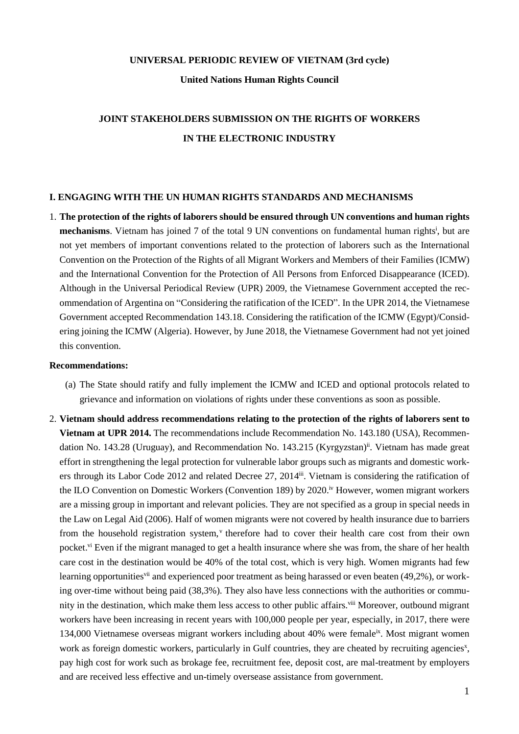**UNIVERSAL PERIODIC REVIEW OF VIETNAM (3rd cycle)**

**United Nations Human Rights Council**

# JOINT STAKEHOLDERS SUBMISSION ON THE RIGHTS OF WORKERS IN THE ELECTRONIC INDUSTRY

## I. ENGAGING WITH THE UN HUMAN RIGHTS STANDARDS AND MECHANISMS

1. **The protection of the rights of laborers should be ensured through UN conventions and human rights mechanisms**. Vietnam has joined 7 of the total 9 UN conventions on fundamental human rights[i], but are not yet members of important conventions related to the protection of laborers such as the International Convention on the Protection of the Rights of all Migrant Workers and Members of their Families (ICMW) and the International Convention for the Protection of All Persons from Enforced Disappearance (ICED). Although in the Universal Periodical Review (UPR) 2009, the Vietnamese Government accepted the recommendation of Argentina on "Considering the ratification of the ICED". In the UPR 2014, the Vietnamese Government accepted Recommendation 143.18. Considering the ratification of the ICMW (Egypt)/Considering joining the ICMW (Algeria). However, by June 2018, the Vietnamese Government had not yet joined this convention.

**Recommendations:**

(a) The State should ratify and fully implement the ICMW and ICED and optional protocols related to grievance and information on violations of rights under these conventions as soon as possible.

2. **Vietnam should address recommendations relating to the protection of the rights of laborers sent to Vietnam at UPR 2014.** The recommendations include Recommendation No. 143.180 (USA), Recommendation No. 143.28 (Uruguay), and Recommendation No. 143.215 (Kyrgyzstan)[ii]. Vietnam has made great effort in strengthening the legal protection for vulnerable labor groups such as migrants and domestic workers through its Labor Code 2012 and related Decree 27, 2014[iii]. Vietnam is considering the ratification of the ILO Convention on Domestic Workers (Convention 189) by 2020.[iv] However, women migrant workers are a missing group in important and relevant policies. They are not specified as a group in special needs in the Law on Legal Aid (2006). Half of women migrants were not covered by health insurance due to barriers from the household registration system,[v] therefore had to cover their health care cost from their own pocket.[vi] Even if the migrant managed to get a health insurance where she was from, the share of her health care cost in the destination would be 40% of the total cost, which is very high. Women migrants had few learning opportunities[vii] and experienced poor treatment as being harassed or even beaten (49,2%), or working over-time without being paid (38,3%). They also have less connections with the authorities or community in the destination, which make them less access to other public affairs.[viii] Moreover, outbound migrant workers have been increasing in recent years with 100,000 people per year, especially, in 2017, there were 134,000 Vietnamese overseas migrant workers including about 40% were female[ix]. Most migrant women work as foreign domestic workers, particularly in Gulf countries, they are cheated by recruiting agencies[x], pay high cost for work such as brokage fee, recruitment fee, deposit cost, are mal-treatment by employers and are received less effective and un-timely oversease assistance from government.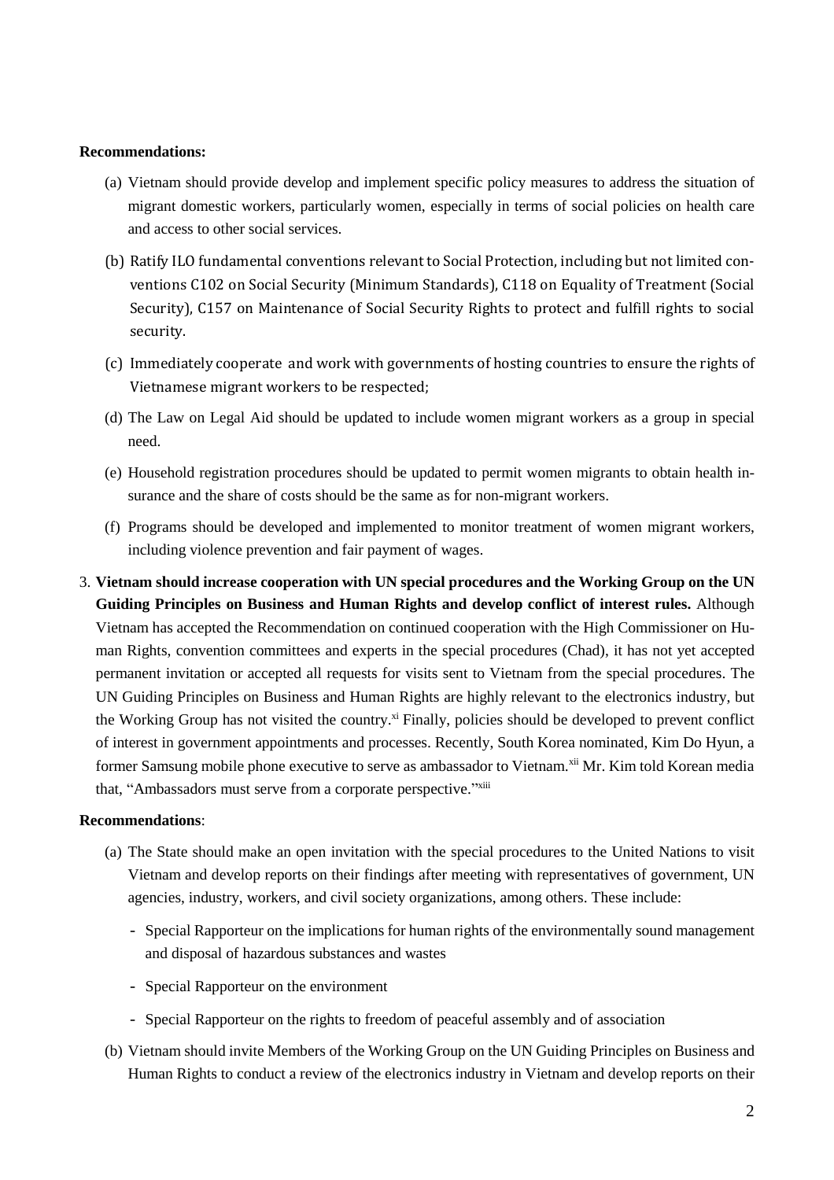**Recommendations:**

(a) Vietnam should provide develop and implement specific policy measures to address the situation of migrant domestic workers, particularly women, especially in terms of social policies on health care and access to other social services.

(b) Ratify ILO fundamental conventions relevant to Social Protection, including but not limited conventions C102 on Social Security (Minimum Standards), C118 on Equality of Treatment (Social Security), C157 on Maintenance of Social Security Rights to protect and fulfill rights to social security.

(c) Immediately cooperate and work with governments of hosting countries to ensure the rights of Vietnamese migrant workers to be respected;

(d) The Law on Legal Aid should be updated to include women migrant workers as a group in special need.

(e) Household registration procedures should be updated to permit women migrants to obtain health insurance and the share of costs should be the same as for non-migrant workers.

(f) Programs should be developed and implemented to monitor treatment of women migrant workers, including violence prevention and fair payment of wages.

3. **Vietnam should increase cooperation with UN special procedures and the Working Group on the UN Guiding Principles on Business and Human Rights and develop conflict of interest rules.** Although Vietnam has accepted the Recommendation on continued cooperation with the High Commissioner on Human Rights, convention committees and experts in the special procedures (Chad), it has not yet accepted permanent invitation or accepted all requests for visits sent to Vietnam from the special procedures. The UN Guiding Principles on Business and Human Rights are highly relevant to the electronics industry, but the Working Group has not visited the country.[xi] Finally, policies should be developed to prevent conflict of interest in government appointments and processes. Recently, South Korea nominated, Kim Do Hyun, a former Samsung mobile phone executive to serve as ambassador to Vietnam.[xii] Mr. Kim told Korean media that, "Ambassadors must serve from a corporate perspective."[xiii]

**Recommendations**:

(a) The State should make an open invitation with the special procedures to the United Nations to visit Vietnam and develop reports on their findings after meeting with representatives of government, UN agencies, industry, workers, and civil society organizations, among others. These include:

- Special Rapporteur on the implications for human rights of the environmentally sound management and disposal of hazardous substances and wastes
- Special Rapporteur on the environment
- Special Rapporteur on the rights to freedom of peaceful assembly and of association

(b) Vietnam should invite Members of the Working Group on the UN Guiding Principles on Business and Human Rights to conduct a review of the electronics industry in Vietnam and develop reports on their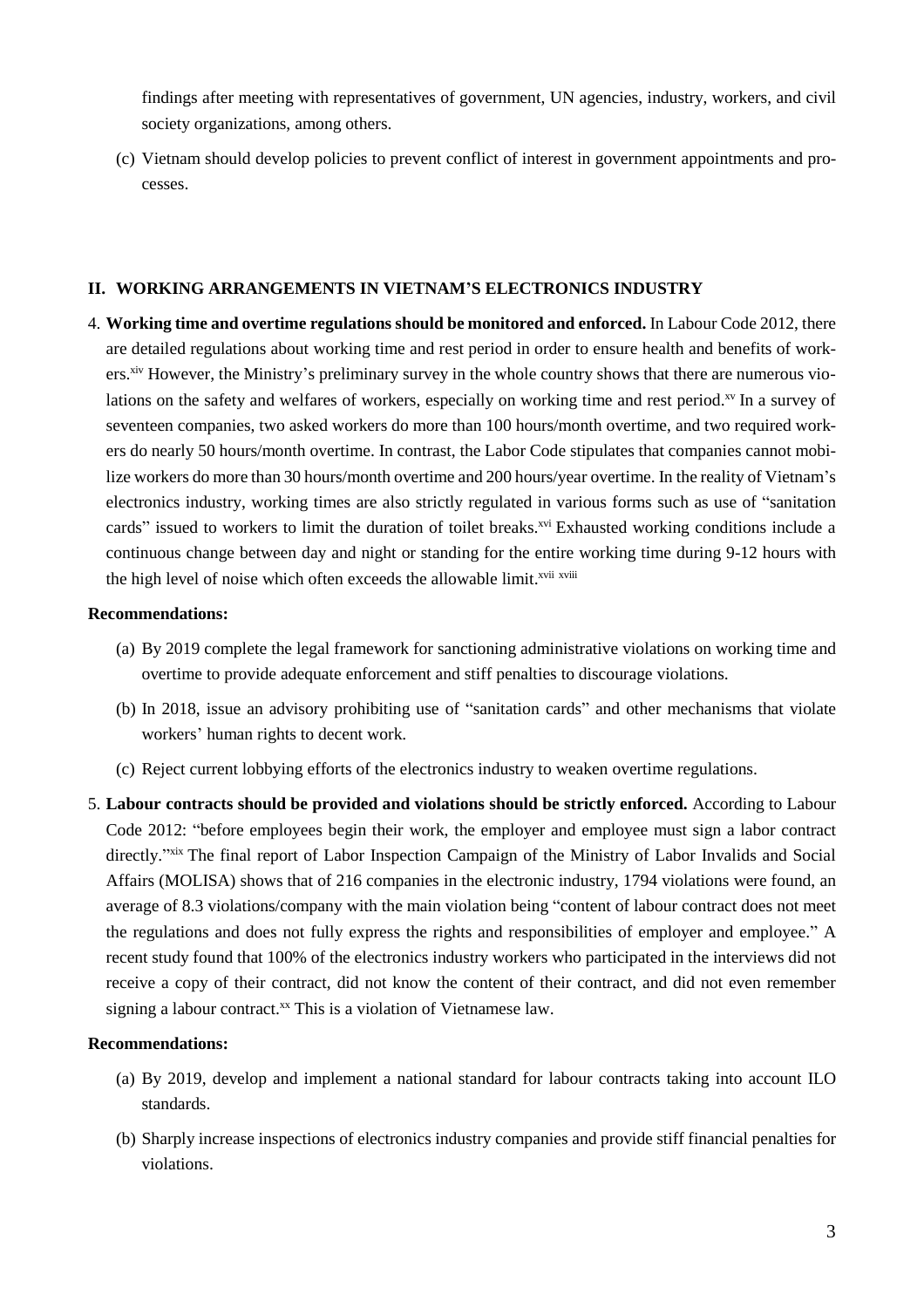findings after meeting with representatives of government, UN agencies, industry, workers, and civil society organizations, among others.

(c) Vietnam should develop policies to prevent conflict of interest in government appointments and processes.

## II. WORKING ARRANGEMENTS IN VIETNAM'S ELECTRONICS INDUSTRY

4. **Working time and overtime regulations should be monitored and enforced.** In Labour Code 2012, there are detailed regulations about working time and rest period in order to ensure health and benefits of workers.[xiv] However, the Ministry's preliminary survey in the whole country shows that there are numerous violations on the safety and welfares of workers, especially on working time and rest period.[xv] In a survey of seventeen companies, two asked workers do more than 100 hours/month overtime, and two required workers do nearly 50 hours/month overtime. In contrast, the Labor Code stipulates that companies cannot mobilize workers do more than 30 hours/month overtime and 200 hours/year overtime. In the reality of Vietnam's electronics industry, working times are also strictly regulated in various forms such as use of "sanitation cards" issued to workers to limit the duration of toilet breaks.[xvi] Exhausted working conditions include a continuous change between day and night or standing for the entire working time during 9-12 hours with the high level of noise which often exceeds the allowable limit.[xvii] [xviii]

**Recommendations:**

(a) By 2019 complete the legal framework for sanctioning administrative violations on working time and overtime to provide adequate enforcement and stiff penalties to discourage violations.

(b) In 2018, issue an advisory prohibiting use of "sanitation cards" and other mechanisms that violate workers' human rights to decent work.

(c) Reject current lobbying efforts of the electronics industry to weaken overtime regulations.

5. **Labour contracts should be provided and violations should be strictly enforced.** According to Labour Code 2012: "before employees begin their work, the employer and employee must sign a labor contract directly."[xix] The final report of Labor Inspection Campaign of the Ministry of Labor Invalids and Social Affairs (MOLISA) shows that of 216 companies in the electronic industry, 1794 violations were found, an average of 8.3 violations/company with the main violation being "content of labour contract does not meet the regulations and does not fully express the rights and responsibilities of employer and employee." A recent study found that 100% of the electronics industry workers who participated in the interviews did not receive a copy of their contract, did not know the content of their contract, and did not even remember signing a labour contract.[xx] This is a violation of Vietnamese law.

**Recommendations:**

(a) By 2019, develop and implement a national standard for labour contracts taking into account ILO standards.

(b) Sharply increase inspections of electronics industry companies and provide stiff financial penalties for violations.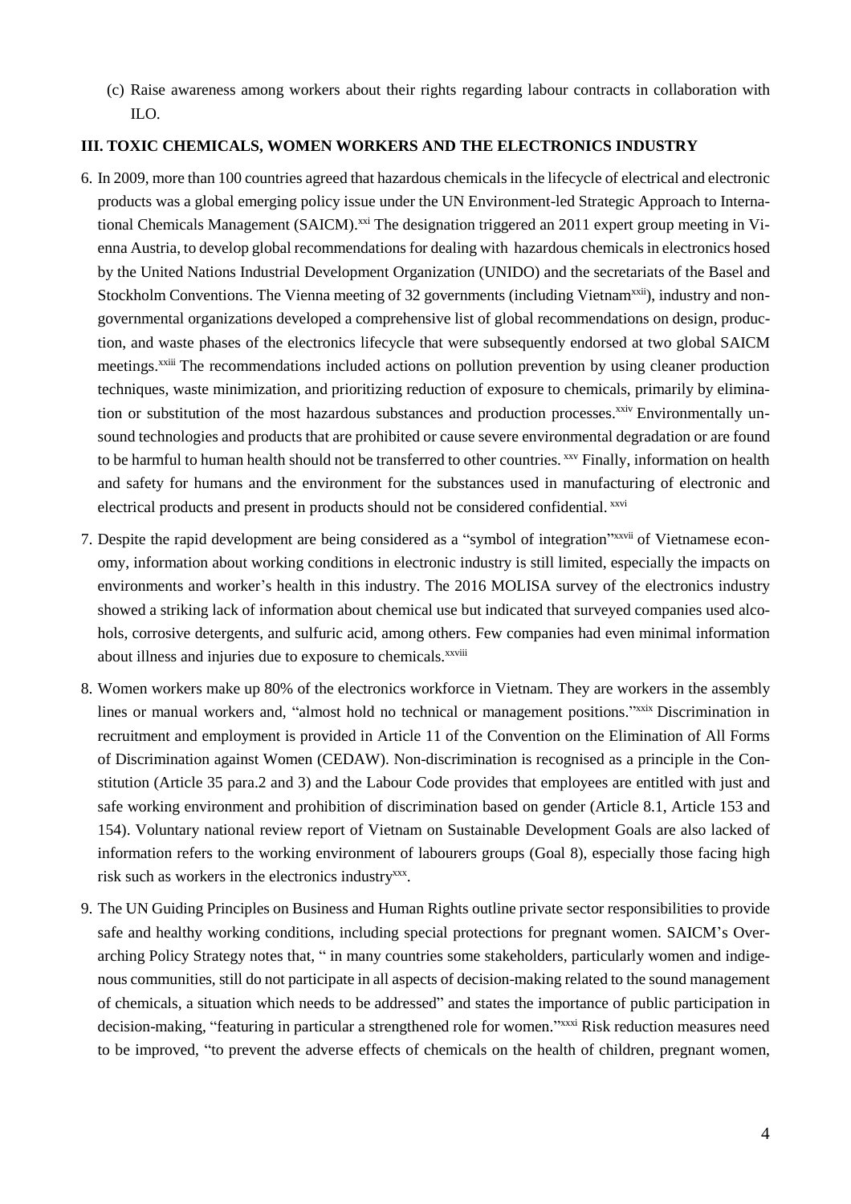(c) Raise awareness among workers about their rights regarding labour contracts in collaboration with ILO.

### III. TOXIC CHEMICALS, WOMEN WORKERS AND THE ELECTRONICS INDUSTRY

6. In 2009, more than 100 countries agreed that hazardous chemicals in the lifecycle of electrical and electronic products was a global emerging policy issue under the UN Environment-led Strategic Approach to International Chemicals Management (SAICM).[xxi] The designation triggered an 2011 expert group meeting in Vienna Austria, to develop global recommendations for dealing with hazardous chemicals in electronics hosed by the United Nations Industrial Development Organization (UNIDO) and the secretariats of the Basel and Stockholm Conventions. The Vienna meeting of 32 governments (including Vietnam[xxii]), industry and non-governmental organizations developed a comprehensive list of global recommendations on design, production, and waste phases of the electronics lifecycle that were subsequently endorsed at two global SAICM meetings.[xxiii] The recommendations included actions on pollution prevention by using cleaner production techniques, waste minimization, and prioritizing reduction of exposure to chemicals, primarily by elimination or substitution of the most hazardous substances and production processes.[xxiv] Environmentally unsound technologies and products that are prohibited or cause severe environmental degradation or are found to be harmful to human health should not be transferred to other countries. [xxv] Finally, information on health and safety for humans and the environment for the substances used in manufacturing of electronic and electrical products and present in products should not be considered confidential. [xxvi]

7. Despite the rapid development are being considered as a "symbol of integration"[xxvii] of Vietnamese economy, information about working conditions in electronic industry is still limited, especially the impacts on environments and worker's health in this industry. The 2016 MOLISA survey of the electronics industry showed a striking lack of information about chemical use but indicated that surveyed companies used alcohols, corrosive detergents, and sulfuric acid, among others. Few companies had even minimal information about illness and injuries due to exposure to chemicals.[xxviii]

8. Women workers make up 80% of the electronics workforce in Vietnam. They are workers in the assembly lines or manual workers and, "almost hold no technical or management positions."[xxix] Discrimination in recruitment and employment is provided in Article 11 of the Convention on the Elimination of All Forms of Discrimination against Women (CEDAW). Non-discrimination is recognised as a principle in the Constitution (Article 35 para.2 and 3) and the Labour Code provides that employees are entitled with just and safe working environment and prohibition of discrimination based on gender (Article 8.1, Article 153 and 154). Voluntary national review report of Vietnam on Sustainable Development Goals are also lacked of information refers to the working environment of labourers groups (Goal 8), especially those facing high risk such as workers in the electronics industry[xxx].

9. The UN Guiding Principles on Business and Human Rights outline private sector responsibilities to provide safe and healthy working conditions, including special protections for pregnant women. SAICM's Overarching Policy Strategy notes that, " in many countries some stakeholders, particularly women and indigenous communities, still do not participate in all aspects of decision-making related to the sound management of chemicals, a situation which needs to be addressed" and states the importance of public participation in decision-making, "featuring in particular a strengthened role for women."[xxxi] Risk reduction measures need to be improved, "to prevent the adverse effects of chemicals on the health of children, pregnant women,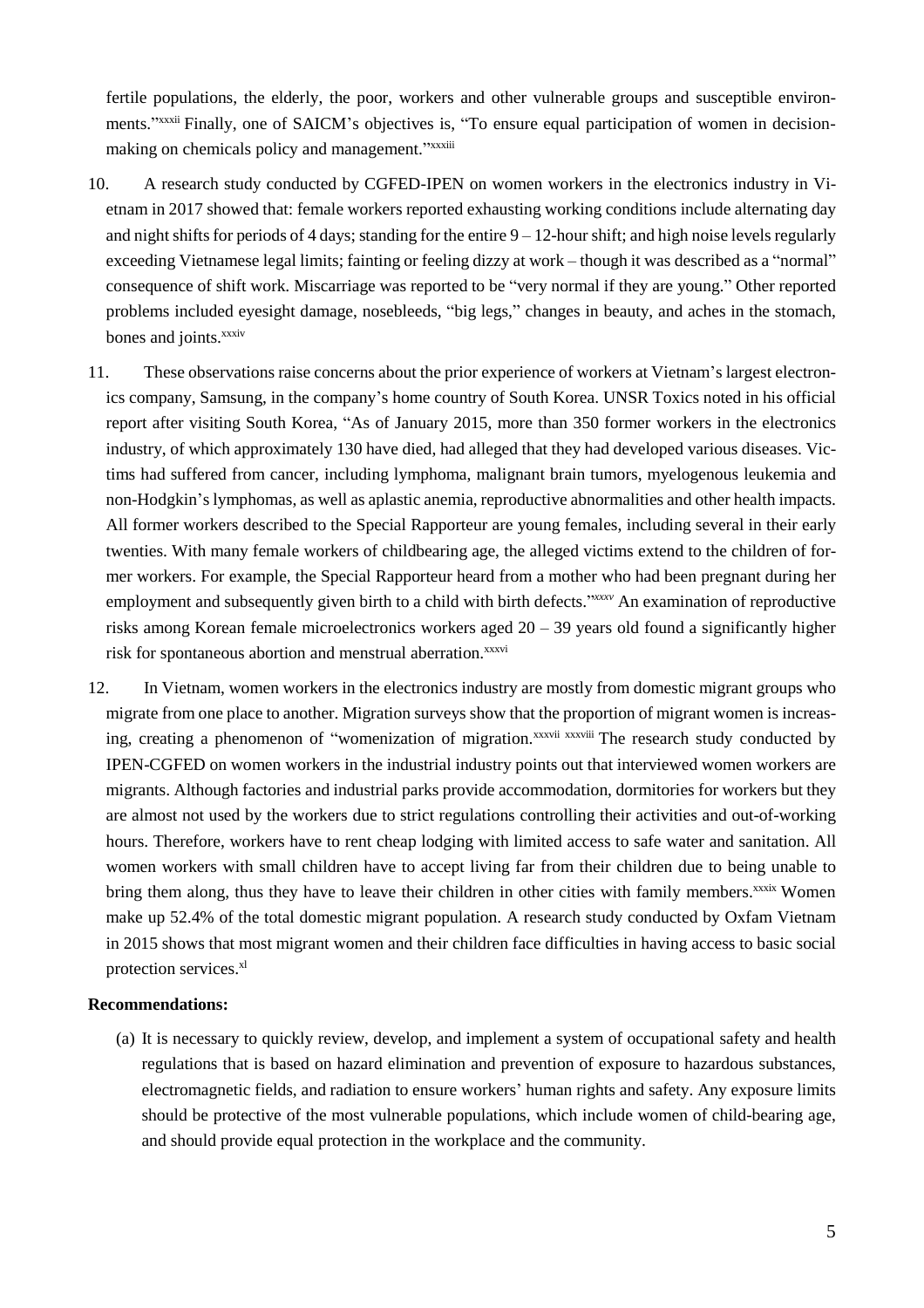fertile populations, the elderly, the poor, workers and other vulnerable groups and susceptible environments."[xxxii] Finally, one of SAICM's objectives is, "To ensure equal participation of women in decision-making on chemicals policy and management."[xxxiii]

10. A research study conducted by CGFED-IPEN on women workers in the electronics industry in Vietnam in 2017 showed that: female workers reported exhausting working conditions include alternating day and night shifts for periods of 4 days; standing for the entire 9 – 12-hour shift; and high noise levels regularly exceeding Vietnamese legal limits; fainting or feeling dizzy at work – though it was described as a "normal" consequence of shift work. Miscarriage was reported to be "very normal if they are young." Other reported problems included eyesight damage, nosebleeds, "big legs," changes in beauty, and aches in the stomach, bones and joints.[xxxiv]

11. These observations raise concerns about the prior experience of workers at Vietnam's largest electronics company, Samsung, in the company's home country of South Korea. UNSR Toxics noted in his official report after visiting South Korea, "As of January 2015, more than 350 former workers in the electronics industry, of which approximately 130 have died, had alleged that they had developed various diseases. Victims had suffered from cancer, including lymphoma, malignant brain tumors, myelogenous leukemia and non-Hodgkin's lymphomas, as well as aplastic anemia, reproductive abnormalities and other health impacts. All former workers described to the Special Rapporteur are young females, including several in their early twenties. With many female workers of childbearing age, the alleged victims extend to the children of former workers. For example, the Special Rapporteur heard from a mother who had been pregnant during her employment and subsequently given birth to a child with birth defects."[xxxv] An examination of reproductive risks among Korean female microelectronics workers aged 20 – 39 years old found a significantly higher risk for spontaneous abortion and menstrual aberration.[xxxvi]

12. In Vietnam, women workers in the electronics industry are mostly from domestic migrant groups who migrate from one place to another. Migration surveys show that the proportion of migrant women is increasing, creating a phenomenon of "womenization of migration.[xxxvii] [xxxviii] The research study conducted by IPEN-CGFED on women workers in the industrial industry points out that interviewed women workers are migrants. Although factories and industrial parks provide accommodation, dormitories for workers but they are almost not used by the workers due to strict regulations controlling their activities and out-of-working hours. Therefore, workers have to rent cheap lodging with limited access to safe water and sanitation. All women workers with small children have to accept living far from their children due to being unable to bring them along, thus they have to leave their children in other cities with family members.[xxxix] Women make up 52.4% of the total domestic migrant population. A research study conducted by Oxfam Vietnam in 2015 shows that most migrant women and their children face difficulties in having access to basic social protection services.[xl]

**Recommendations:**

(a) It is necessary to quickly review, develop, and implement a system of occupational safety and health regulations that is based on hazard elimination and prevention of exposure to hazardous substances, electromagnetic fields, and radiation to ensure workers' human rights and safety. Any exposure limits should be protective of the most vulnerable populations, which include women of child-bearing age, and should provide equal protection in the workplace and the community.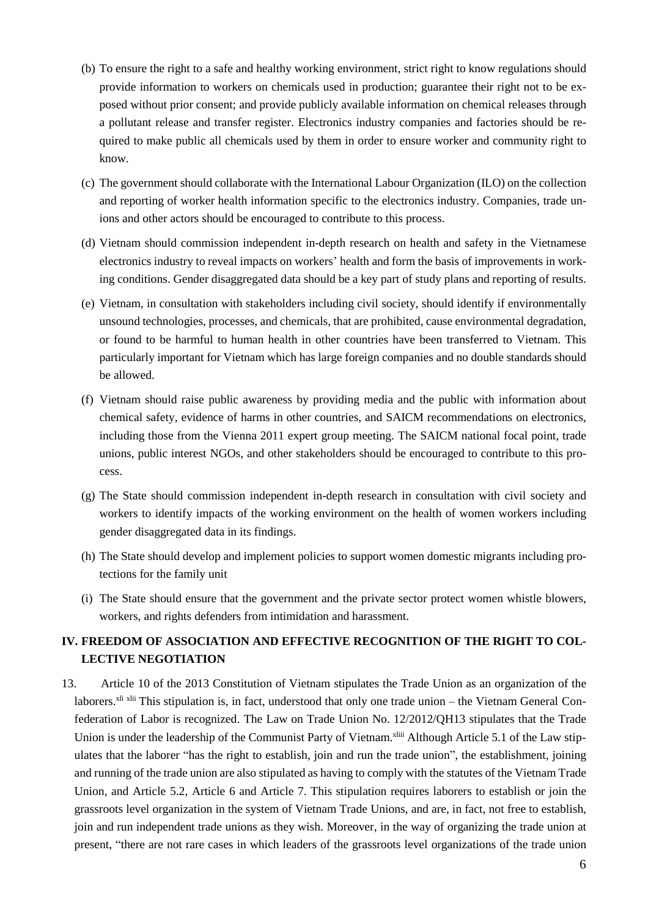(b) To ensure the right to a safe and healthy working environment, strict right to know regulations should provide information to workers on chemicals used in production; guarantee their right not to be exposed without prior consent; and provide publicly available information on chemical releases through a pollutant release and transfer register. Electronics industry companies and factories should be required to make public all chemicals used by them in order to ensure worker and community right to know.

(c) The government should collaborate with the International Labour Organization (ILO) on the collection and reporting of worker health information specific to the electronics industry. Companies, trade unions and other actors should be encouraged to contribute to this process.

(d) Vietnam should commission independent in-depth research on health and safety in the Vietnamese electronics industry to reveal impacts on workers' health and form the basis of improvements in working conditions. Gender disaggregated data should be a key part of study plans and reporting of results.

(e) Vietnam, in consultation with stakeholders including civil society, should identify if environmentally unsound technologies, processes, and chemicals, that are prohibited, cause environmental degradation, or found to be harmful to human health in other countries have been transferred to Vietnam. This particularly important for Vietnam which has large foreign companies and no double standards should be allowed.

(f) Vietnam should raise public awareness by providing media and the public with information about chemical safety, evidence of harms in other countries, and SAICM recommendations on electronics, including those from the Vienna 2011 expert group meeting. The SAICM national focal point, trade unions, public interest NGOs, and other stakeholders should be encouraged to contribute to this process.

(g) The State should commission independent in-depth research in consultation with civil society and workers to identify impacts of the working environment on the health of women workers including gender disaggregated data in its findings.

(h) The State should develop and implement policies to support women domestic migrants including protections for the family unit

(i) The State should ensure that the government and the private sector protect women whistle blowers, workers, and rights defenders from intimidation and harassment.

## IV. FREEDOM OF ASSOCIATION AND EFFECTIVE RECOGNITION OF THE RIGHT TO COLLECTIVE NEGOTIATION

13. Article 10 of the 2013 Constitution of Vietnam stipulates the Trade Union as an organization of the laborers.[xli xlii] This stipulation is, in fact, understood that only one trade union – the Vietnam General Confederation of Labor is recognized. The Law on Trade Union No. 12/2012/QH13 stipulates that the Trade Union is under the leadership of the Communist Party of Vietnam.[xliii] Although Article 5.1 of the Law stipulates that the laborer "has the right to establish, join and run the trade union", the establishment, joining and running of the trade union are also stipulated as having to comply with the statutes of the Vietnam Trade Union, and Article 5.2, Article 6 and Article 7. This stipulation requires laborers to establish or join the grassroots level organization in the system of Vietnam Trade Unions, and are, in fact, not free to establish, join and run independent trade unions as they wish. Moreover, in the way of organizing the trade union at present, "there are not rare cases in which leaders of the grassroots level organizations of the trade union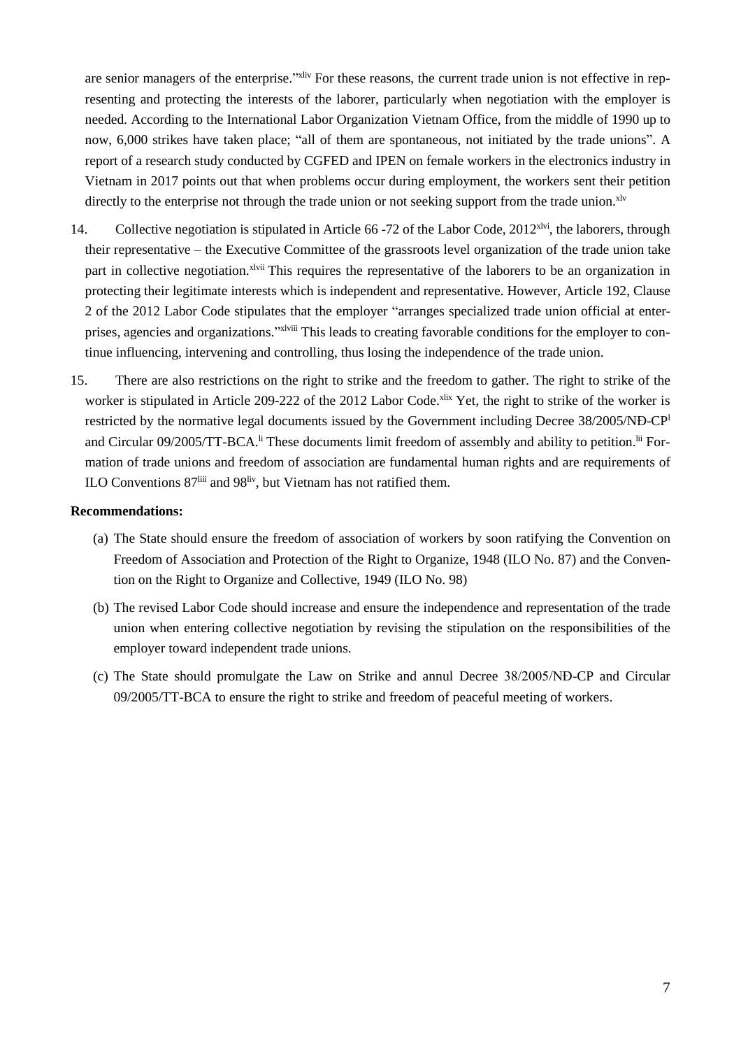are senior managers of the enterprise."[xliv] For these reasons, the current trade union is not effective in representing and protecting the interests of the laborer, particularly when negotiation with the employer is needed. According to the International Labor Organization Vietnam Office, from the middle of 1990 up to now, 6,000 strikes have taken place; "all of them are spontaneous, not initiated by the trade unions". A report of a research study conducted by CGFED and IPEN on female workers in the electronics industry in Vietnam in 2017 points out that when problems occur during employment, the workers sent their petition directly to the enterprise not through the trade union or not seeking support from the trade union.[xlv]

14. Collective negotiation is stipulated in Article 66 -72 of the Labor Code, 2012[xlvi], the laborers, through their representative – the Executive Committee of the grassroots level organization of the trade union take part in collective negotiation.[xlvii] This requires the representative of the laborers to be an organization in protecting their legitimate interests which is independent and representative. However, Article 192, Clause 2 of the 2012 Labor Code stipulates that the employer "arranges specialized trade union official at enterprises, agencies and organizations."[xlviii] This leads to creating favorable conditions for the employer to continue influencing, intervening and controlling, thus losing the independence of the trade union.

15. There are also restrictions on the right to strike and the freedom to gather. The right to strike of the worker is stipulated in Article 209-222 of the 2012 Labor Code.[xlix] Yet, the right to strike of the worker is restricted by the normative legal documents issued by the Government including Decree 38/2005/NĐ-CP[l] and Circular 09/2005/TT-BCA.[li] These documents limit freedom of assembly and ability to petition.[lii] Formation of trade unions and freedom of association are fundamental human rights and are requirements of ILO Conventions 87[liii] and 98[liv], but Vietnam has not ratified them.

**Recommendations:**

(a) The State should ensure the freedom of association of workers by soon ratifying the Convention on Freedom of Association and Protection of the Right to Organize, 1948 (ILO No. 87) and the Convention on the Right to Organize and Collective, 1949 (ILO No. 98)

(b) The revised Labor Code should increase and ensure the independence and representation of the trade union when entering collective negotiation by revising the stipulation on the responsibilities of the employer toward independent trade unions.

(c) The State should promulgate the Law on Strike and annul Decree 38/2005/NĐ-CP and Circular 09/2005/TT-BCA to ensure the right to strike and freedom of peaceful meeting of workers.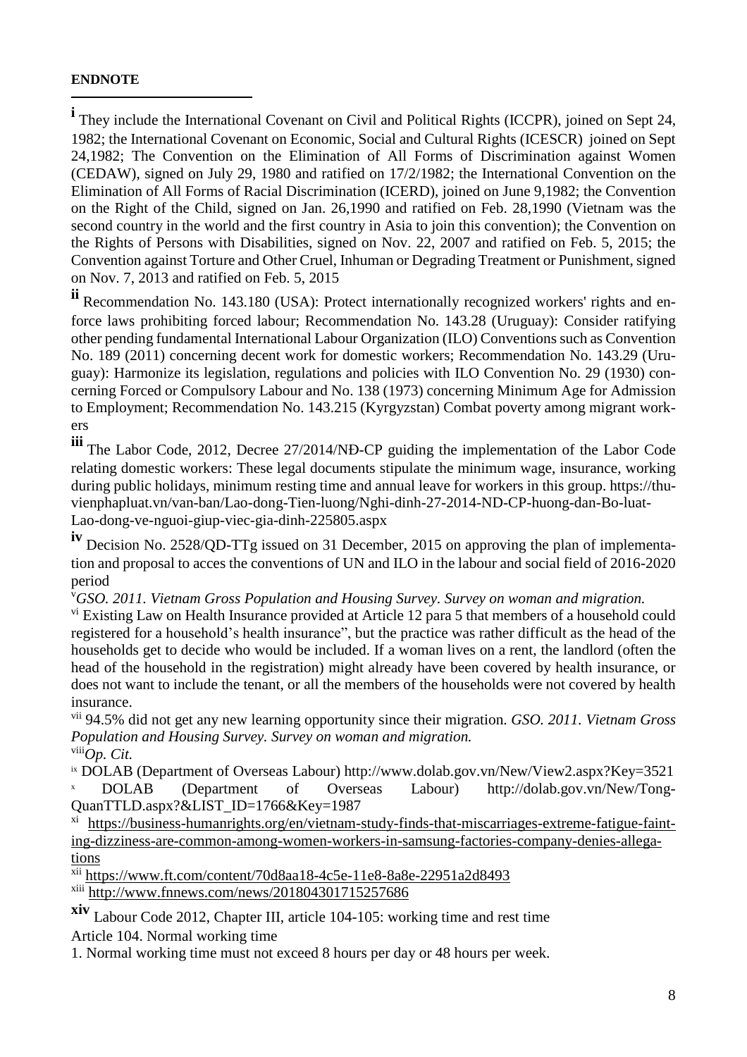**ENDNOTE**

---

[i] They include the International Covenant on Civil and Political Rights (ICCPR), joined on Sept 24, 1982; the International Covenant on Economic, Social and Cultural Rights (ICESCR) joined on Sept 24,1982; The Convention on the Elimination of All Forms of Discrimination against Women (CEDAW), signed on July 29, 1980 and ratified on 17/2/1982; the International Convention on the Elimination of All Forms of Racial Discrimination (ICERD), joined on June 9,1982; the Convention on the Right of the Child, signed on Jan. 26,1990 and ratified on Feb. 28,1990 (Vietnam was the second country in the world and the first country in Asia to join this convention); the Convention on the Rights of Persons with Disabilities, signed on Nov. 22, 2007 and ratified on Feb. 5, 2015; the Convention against Torture and Other Cruel, Inhuman or Degrading Treatment or Punishment, signed on Nov. 7, 2013 and ratified on Feb. 5, 2015

[ii] Recommendation No. 143.180 (USA): Protect internationally recognized workers' rights and enforce laws prohibiting forced labour; Recommendation No. 143.28 (Uruguay): Consider ratifying other pending fundamental International Labour Organization (ILO) Conventions such as Convention No. 189 (2011) concerning decent work for domestic workers; Recommendation No. 143.29 (Uruguay): Harmonize its legislation, regulations and policies with ILO Convention No. 29 (1930) concerning Forced or Compulsory Labour and No. 138 (1973) concerning Minimum Age for Admission to Employment; Recommendation No. 143.215 (Kyrgyzstan) Combat poverty among migrant workers

[iii] The Labor Code, 2012, Decree 27/2014/NĐ-CP guiding the implementation of the Labor Code relating domestic workers: These legal documents stipulate the minimum wage, insurance, working during public holidays, minimum resting time and annual leave for workers in this group. https://thuvienphapluat.vn/van-ban/Lao-dong-Tien-luong/Nghi-dinh-27-2014-ND-CP-huong-dan-Bo-luat-Lao-dong-ve-nguoi-giup-viec-gia-dinh-225805.aspx

[iv] Decision No. 2528/QD-TTg issued on 31 December, 2015 on approving the plan of implementation and proposal to acces the conventions of UN and ILO in the labour and social field of 2016-2020 period

[v] *GSO. 2011. Vietnam Gross Population and Housing Survey. Survey on woman and migration.*

[vi] Existing Law on Health Insurance provided at Article 12 para 5 that members of a household could registered for a household's health insurance", but the practice was rather difficult as the head of the households get to decide who would be included. If a woman lives on a rent, the landlord (often the head of the household in the registration) might already have been covered by health insurance, or does not want to include the tenant, or all the members of the households were not covered by health insurance.

[vii] 94.5% did not get any new learning opportunity since their migration. *GSO. 2011. Vietnam Gross Population and Housing Survey. Survey on woman and migration.*

[viii] *Op. Cit.*

[ix] DOLAB (Department of Overseas Labour) http://www.dolab.gov.vn/New/View2.aspx?Key=3521

[x] DOLAB (Department of Overseas Labour) http://dolab.gov.vn/New/Tong-QuanTTLD.aspx?&LIST_ID=1766&Key=1987

[xi] https://business-humanrights.org/en/vietnam-study-finds-that-miscarriages-extreme-fatigue-fainting-dizziness-are-common-among-women-workers-in-samsung-factories-company-denies-allegations

[xii] https://www.ft.com/content/70d8aa18-4c5e-11e8-8a8e-22951a2d8493

[xiii] http://www.fnnews.com/news/201804301715257686

[xiv] Labour Code 2012, Chapter III, article 104-105: working time and rest time

Article 104. Normal working time

1. Normal working time must not exceed 8 hours per day or 48 hours per week.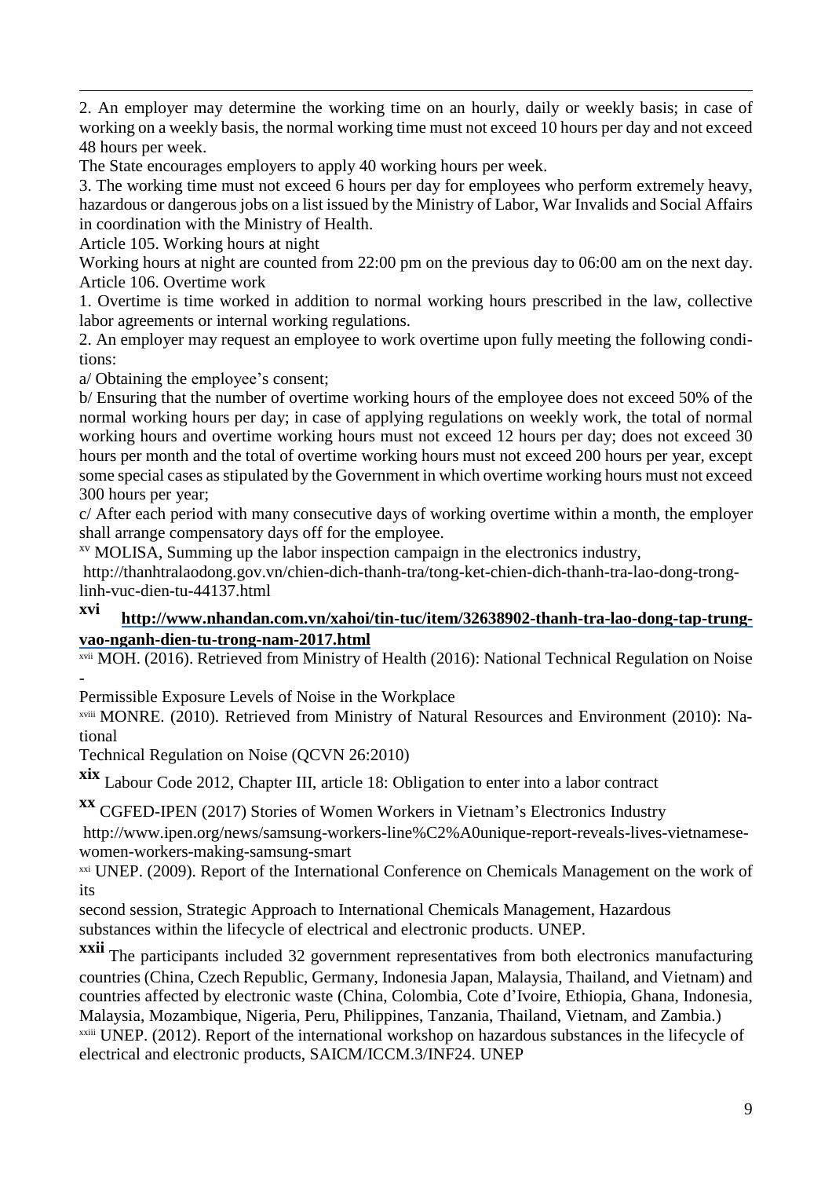2. An employer may determine the working time on an hourly, daily or weekly basis; in case of working on a weekly basis, the normal working time must not exceed 10 hours per day and not exceed 48 hours per week.

The State encourages employers to apply 40 working hours per week.

3. The working time must not exceed 6 hours per day for employees who perform extremely heavy, hazardous or dangerous jobs on a list issued by the Ministry of Labor, War Invalids and Social Affairs in coordination with the Ministry of Health.

Article 105. Working hours at night

Working hours at night are counted from 22:00 pm on the previous day to 06:00 am on the next day.

Article 106. Overtime work

1. Overtime is time worked in addition to normal working hours prescribed in the law, collective labor agreements or internal working regulations.

2. An employer may request an employee to work overtime upon fully meeting the following conditions:

a/ Obtaining the employee's consent;

b/ Ensuring that the number of overtime working hours of the employee does not exceed 50% of the normal working hours per day; in case of applying regulations on weekly work, the total of normal working hours and overtime working hours must not exceed 12 hours per day; does not exceed 30 hours per month and the total of overtime working hours must not exceed 200 hours per year, except some special cases as stipulated by the Government in which overtime working hours must not exceed 300 hours per year;

c/ After each period with many consecutive days of working overtime within a month, the employer shall arrange compensatory days off for the employee.

[xv] MOLISA, Summing up the labor inspection campaign in the electronics industry, http://thanhtralaodong.gov.vn/chien-dich-thanh-tra/tong-ket-chien-dich-thanh-tra-lao-dong-trong-linh-vuc-dien-tu-44137.html

[xvi] **http://www.nhandan.com.vn/xahoi/tin-tuc/item/32638902-thanh-tra-lao-dong-tap-trung-vao-nganh-dien-tu-trong-nam-2017.html**

[xvii] MOH. (2016). Retrieved from Ministry of Health (2016): National Technical Regulation on Noise - Permissible Exposure Levels of Noise in the Workplace

[xviii] MONRE. (2010). Retrieved from Ministry of Natural Resources and Environment (2010): National Technical Regulation on Noise (QCVN 26:2010)

[xix] Labour Code 2012, Chapter III, article 18: Obligation to enter into a labor contract

[xx] CGFED-IPEN (2017) Stories of Women Workers in Vietnam's Electronics Industry http://www.ipen.org/news/samsung-workers-line%C2%A0unique-report-reveals-lives-vietnamese-women-workers-making-samsung-smart

[xxi] UNEP. (2009). Report of the International Conference on Chemicals Management on the work of its second session, Strategic Approach to International Chemicals Management, Hazardous substances within the lifecycle of electrical and electronic products. UNEP.

[xxii] The participants included 32 government representatives from both electronics manufacturing countries (China, Czech Republic, Germany, Indonesia Japan, Malaysia, Thailand, and Vietnam) and countries affected by electronic waste (China, Colombia, Cote d'Ivoire, Ethiopia, Ghana, Indonesia, Malaysia, Mozambique, Nigeria, Peru, Philippines, Tanzania, Thailand, Vietnam, and Zambia.)

[xxiii] UNEP. (2012). Report of the international workshop on hazardous substances in the lifecycle of electrical and electronic products, SAICM/ICCM.3/INF24. UNEP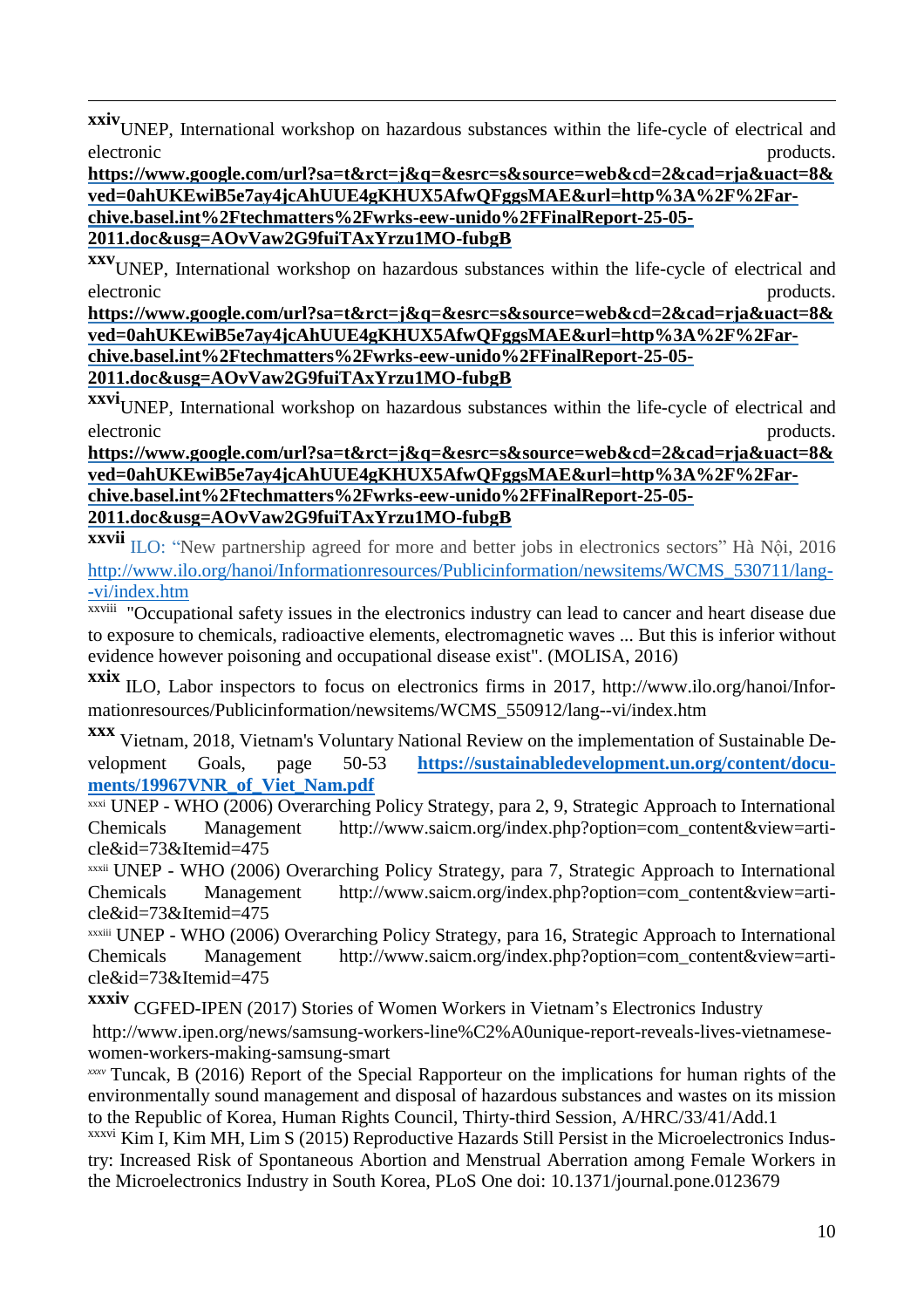[xxiv] UNEP, International workshop on hazardous substances within the life-cycle of electrical and electronic products. **https://www.google.com/url?sa=t&rct=j&q=&esrc=s&source=web&cd=2&cad=rja&uact=8&ved=0ahUKEwiB5e7ay4jcAhUUE4gKHUX5AfwQFggsMAE&url=http%3A%2F%2Far-chive.basel.int%2Ftechmatters%2Fwrks-eew-unido%2FFinalReport-25-05-2011.doc&usg=AOvVaw2G9fuiTAxYrzu1MO-fubgB**

[xxv] UNEP, International workshop on hazardous substances within the life-cycle of electrical and electronic products. **https://www.google.com/url?sa=t&rct=j&q=&esrc=s&source=web&cd=2&cad=rja&uact=8&ved=0ahUKEwiB5e7ay4jcAhUUE4gKHUX5AfwQFggsMAE&url=http%3A%2F%2Far-chive.basel.int%2Ftechmatters%2Fwrks-eew-unido%2FFinalReport-25-05-2011.doc&usg=AOvVaw2G9fuiTAxYrzu1MO-fubgB**

[xxvi] UNEP, International workshop on hazardous substances within the life-cycle of electrical and electronic products. **https://www.google.com/url?sa=t&rct=j&q=&esrc=s&source=web&cd=2&cad=rja&uact=8&ved=0ahUKEwiB5e7ay4jcAhUUE4gKHUX5AfwQFggsMAE&url=http%3A%2F%2Far-chive.basel.int%2Ftechmatters%2Fwrks-eew-unido%2FFinalReport-25-05-2011.doc&usg=AOvVaw2G9fuiTAxYrzu1MO-fubgB**

[xxvii] ILO: "New partnership agreed for more and better jobs in electronics sectors" Hà Nội, 2016 http://www.ilo.org/hanoi/Informationresources/Publicinformation/newsitems/WCMS_530711/lang--vi/index.htm

[xxviii] "Occupational safety issues in the electronics industry can lead to cancer and heart disease due to exposure to chemicals, radioactive elements, electromagnetic waves ... But this is inferior without evidence however poisoning and occupational disease exist". (MOLISA, 2016)

[xxix] ILO, Labor inspectors to focus on electronics firms in 2017, http://www.ilo.org/hanoi/Informationresources/Publicinformation/newsitems/WCMS_550912/lang--vi/index.htm

[xxx] Vietnam, 2018, Vietnam's Voluntary National Review on the implementation of Sustainable Development Goals, page 50-53 **https://sustainabledevelopment.un.org/content/documents/19967VNR_of_Viet_Nam.pdf**

[xxxi] UNEP - WHO (2006) Overarching Policy Strategy, para 2, 9, Strategic Approach to International Chemicals Management http://www.saicm.org/index.php?option=com_content&view=article&id=73&Itemid=475

[xxxii] UNEP - WHO (2006) Overarching Policy Strategy, para 7, Strategic Approach to International Chemicals Management http://www.saicm.org/index.php?option=com_content&view=article&id=73&Itemid=475

[xxxiii] UNEP - WHO (2006) Overarching Policy Strategy, para 16, Strategic Approach to International Chemicals Management http://www.saicm.org/index.php?option=com_content&view=article&id=73&Itemid=475

[xxxiv] CGFED-IPEN (2017) Stories of Women Workers in Vietnam's Electronics Industry http://www.ipen.org/news/samsung-workers-line%C2%A0unique-report-reveals-lives-vietnamese-women-workers-making-samsung-smart

[xxxv] Tuncak, B (2016) Report of the Special Rapporteur on the implications for human rights of the environmentally sound management and disposal of hazardous substances and wastes on its mission to the Republic of Korea, Human Rights Council, Thirty-third Session, A/HRC/33/41/Add.1

[xxxvi] Kim I, Kim MH, Lim S (2015) Reproductive Hazards Still Persist in the Microelectronics Industry: Increased Risk of Spontaneous Abortion and Menstrual Aberration among Female Workers in the Microelectronics Industry in South Korea, PLoS One doi: 10.1371/journal.pone.0123679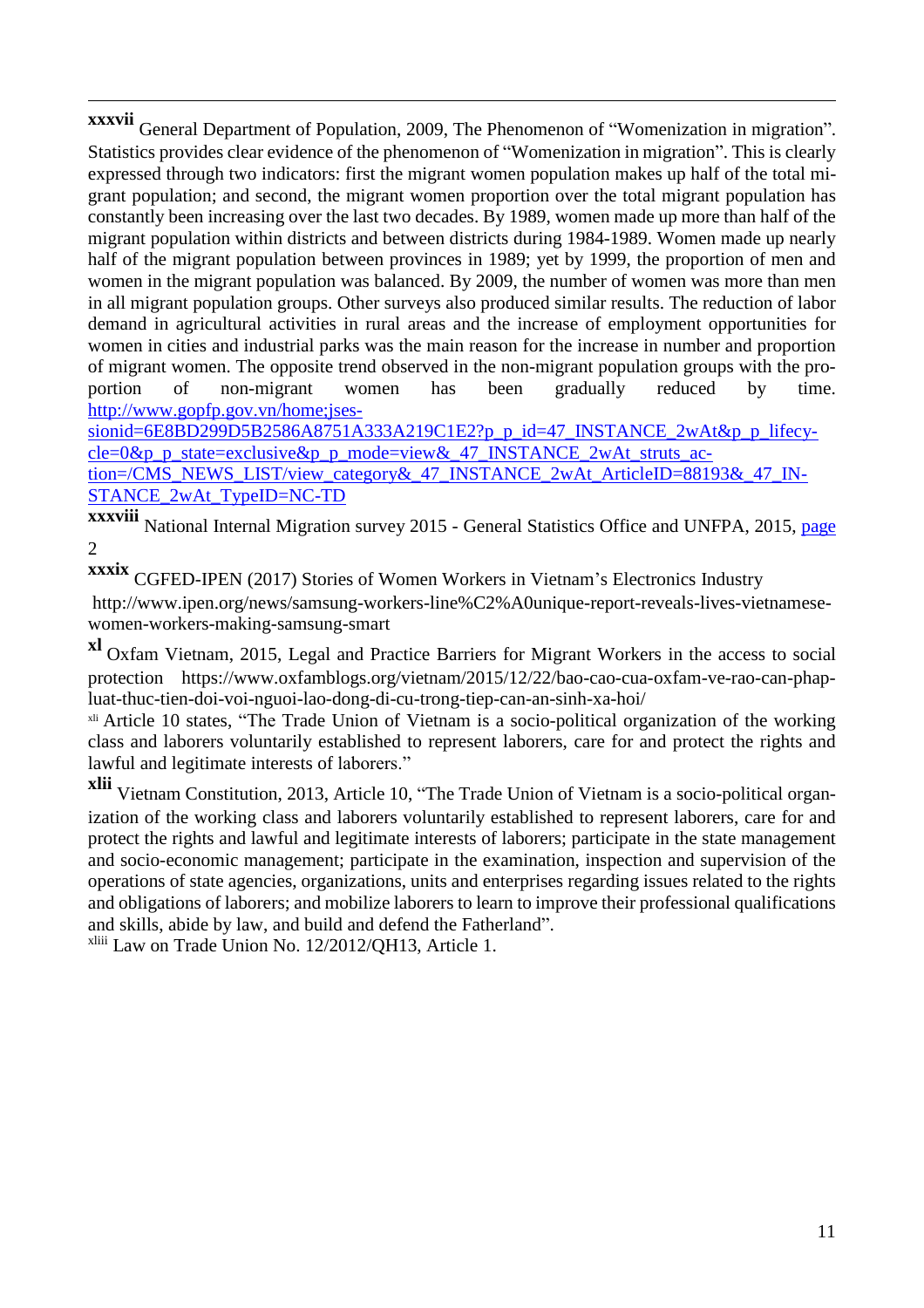[xxxvii] General Department of Population, 2009, The Phenomenon of "Womenization in migration". Statistics provides clear evidence of the phenomenon of "Womenization in migration". This is clearly expressed through two indicators: first the migrant women population makes up half of the total migrant population; and second, the migrant women proportion over the total migrant population has constantly been increasing over the last two decades. By 1989, women made up more than half of the migrant population within districts and between districts during 1984-1989. Women made up nearly half of the migrant population between provinces in 1989; yet by 1999, the proportion of men and women in the migrant population was balanced. By 2009, the number of women was more than men in all migrant population groups. Other surveys also produced similar results. The reduction of labor demand in agricultural activities in rural areas and the increase of employment opportunities for women in cities and industrial parks was the main reason for the increase in number and proportion of migrant women. The opposite trend observed in the non-migrant population groups with the proportion of non-migrant women has been gradually reduced by time. http://www.gopfp.gov.vn/home;jsessionid=6E8BD299D5B2586A8751A333A219C1E2?p_p_id=47_INSTANCE_2wAt&p_p_lifecycle=0&p_p_state=exclusive&p_p_mode=view&_47_INSTANCE_2wAt_struts_action=/CMS_NEWS_LIST/view_category&_47_INSTANCE_2wAt_ArticleID=88193&_47_INSTANCE_2wAt_TypeID=NC-TD

[xxxviii] National Internal Migration survey 2015 - General Statistics Office and UNFPA, 2015, page 2

[xxxix] CGFED-IPEN (2017) Stories of Women Workers in Vietnam's Electronics Industry http://www.ipen.org/news/samsung-workers-line%C2%A0unique-report-reveals-lives-vietnamese-women-workers-making-samsung-smart

[xl] Oxfam Vietnam, 2015, Legal and Practice Barriers for Migrant Workers in the access to social protection https://www.oxfamblogs.org/vietnam/2015/12/22/bao-cao-cua-oxfam-ve-rao-can-phap-luat-thuc-tien-doi-voi-nguoi-lao-dong-di-cu-trong-tiep-can-an-sinh-xa-hoi/

[xli] Article 10 states, "The Trade Union of Vietnam is a socio-political organization of the working class and laborers voluntarily established to represent laborers, care for and protect the rights and lawful and legitimate interests of laborers."

[xlii] Vietnam Constitution, 2013, Article 10, "The Trade Union of Vietnam is a socio-political organization of the working class and laborers voluntarily established to represent laborers, care for and protect the rights and lawful and legitimate interests of laborers; participate in the state management and socio-economic management; participate in the examination, inspection and supervision of the operations of state agencies, organizations, units and enterprises regarding issues related to the rights and obligations of laborers; and mobilize laborers to learn to improve their professional qualifications and skills, abide by law, and build and defend the Fatherland".

[xliii] Law on Trade Union No. 12/2012/QH13, Article 1.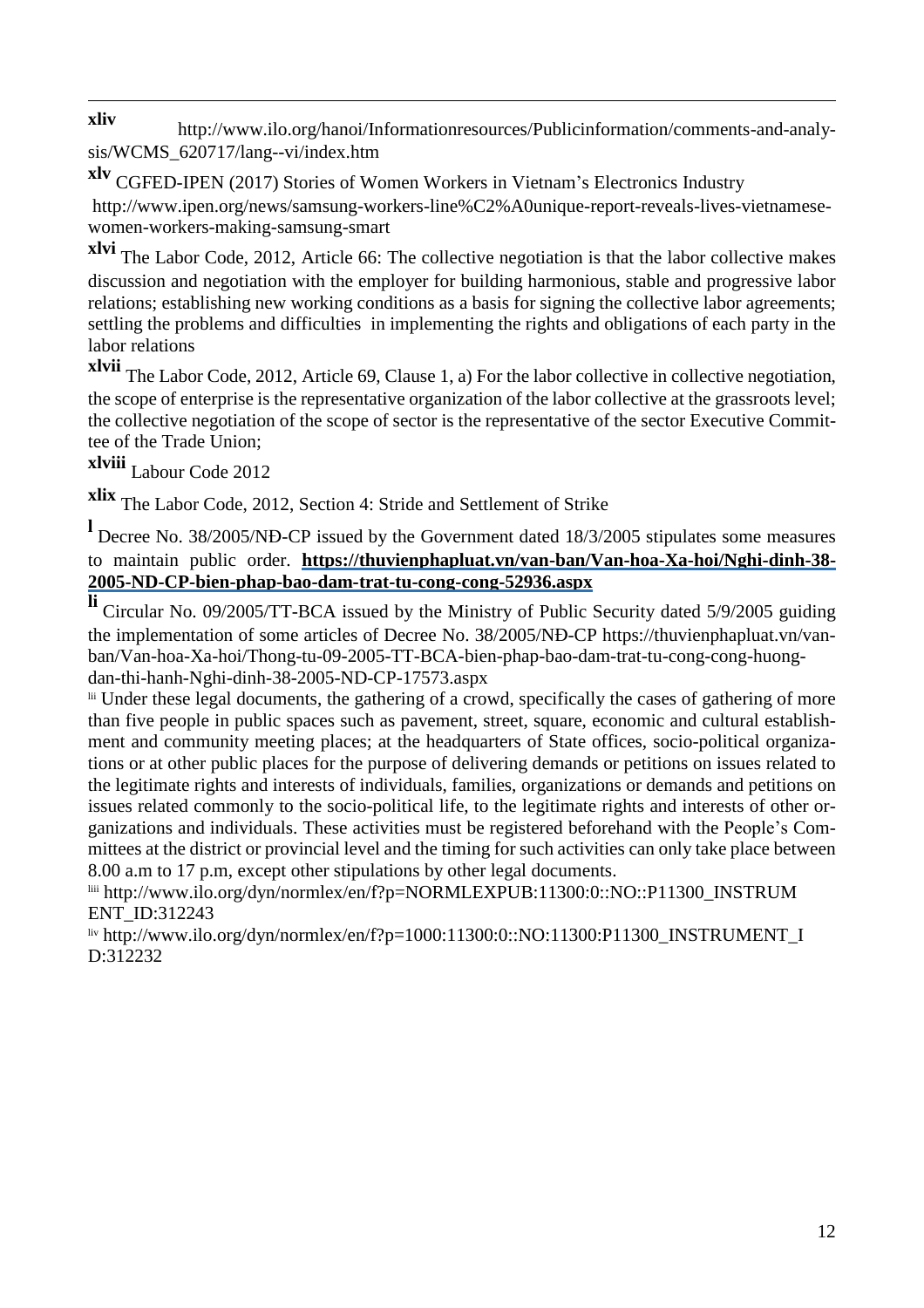[xliv] http://www.ilo.org/hanoi/Informationresources/Publicinformation/comments-and-analysis/WCMS_620717/lang--vi/index.htm

[xlv] CGFED-IPEN (2017) Stories of Women Workers in Vietnam's Electronics Industry http://www.ipen.org/news/samsung-workers-line%C2%A0unique-report-reveals-lives-vietnamese-women-workers-making-samsung-smart

[xlvi] The Labor Code, 2012, Article 66: The collective negotiation is that the labor collective makes discussion and negotiation with the employer for building harmonious, stable and progressive labor relations; establishing new working conditions as a basis for signing the collective labor agreements; settling the problems and difficulties in implementing the rights and obligations of each party in the labor relations

[xlvii] The Labor Code, 2012, Article 69, Clause 1, a) For the labor collective in collective negotiation, the scope of enterprise is the representative organization of the labor collective at the grassroots level; the collective negotiation of the scope of sector is the representative of the sector Executive Committee of the Trade Union;

[xlviii] Labour Code 2012

[xlix] The Labor Code, 2012, Section 4: Stride and Settlement of Strike

[l] Decree No. 38/2005/NĐ-CP issued by the Government dated 18/3/2005 stipulates some measures to maintain public order. **https://thuvienphapluat.vn/van-ban/Van-hoa-Xa-hoi/Nghi-dinh-38-2005-ND-CP-bien-phap-bao-dam-trat-tu-cong-cong-52936.aspx**

[li] Circular No. 09/2005/TT-BCA issued by the Ministry of Public Security dated 5/9/2005 guiding the implementation of some articles of Decree No. 38/2005/NĐ-CP https://thuvienphapluat.vn/van-ban/Van-hoa-Xa-hoi/Thong-tu-09-2005-TT-BCA-bien-phap-bao-dam-trat-tu-cong-cong-huong-dan-thi-hanh-Nghi-dinh-38-2005-ND-CP-17573.aspx

[lii] Under these legal documents, the gathering of a crowd, specifically the cases of gathering of more than five people in public spaces such as pavement, street, square, economic and cultural establishment and community meeting places; at the headquarters of State offices, socio-political organizations or at other public places for the purpose of delivering demands or petitions on issues related to the legitimate rights and interests of individuals, families, organizations or demands and petitions on issues related commonly to the socio-political life, to the legitimate rights and interests of other organizations and individuals. These activities must be registered beforehand with the People's Committees at the district or provincial level and the timing for such activities can only take place between 8.00 a.m to 17 p.m, except other stipulations by other legal documents.

[liii] http://www.ilo.org/dyn/normlex/en/f?p=NORMLEXPUB:11300:0::NO::P11300_INSTRUMENT_ID:312243

[liv] http://www.ilo.org/dyn/normlex/en/f?p=1000:11300:0::NO:11300:P11300_INSTRUMENT_ID:312232